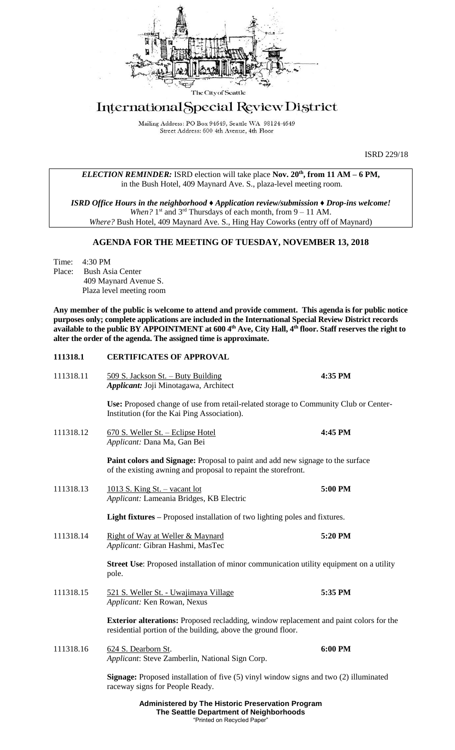The City of Seattle

# International Special Review District

Mailing Address: PO Box 94649, Seattle WA 98124-4649
Street Address: 600 4th Avenue, 4th Floor

ISRD 229/18

*ELECTION REMINDER:* ISRD election will take place **Nov. 20th, from 11 AM – 6 PM,** in the Bush Hotel, 409 Maynard Ave. S., plaza-level meeting room.

***ISRD Office Hours in the neighborhood ♦ Application review/submission ♦ Drop-ins welcome!***
*When?* 1st and 3rd Thursdays of each month, from 9 – 11 AM.
*Where?* Bush Hotel, 409 Maynard Ave. S., Hing Hay Coworks (entry off of Maynard)

## AGENDA FOR THE MEETING OF TUESDAY, NOVEMBER 13, 2018

Time: 4:30 PM
Place: Bush Asia Center
409 Maynard Avenue S.
Plaza level meeting room

**Any member of the public is welcome to attend and provide comment. This agenda is for public notice purposes only; complete applications are included in the International Special Review District records available to the public BY APPOINTMENT at 600 4th Ave, City Hall, 4th floor. Staff reserves the right to alter the order of the agenda. The assigned time is approximate.**

### 111318.1 CERTIFICATES OF APPROVAL

**111318.11** 509 S. Jackson St. – Buty Building — **4:35 PM**
***Applicant:*** Joji Minotagawa, Architect

**Use:** Proposed change of use from retail-related storage to Community Club or Center-Institution (for the Kai Ping Association).

**111318.12** 670 S. Weller St. – Eclipse Hotel — **4:45 PM**
*Applicant:* Dana Ma, Gan Bei

**Paint colors and Signage:** Proposal to paint and add new signage to the surface of the existing awning and proposal to repaint the storefront.

**111318.13** 1013 S. King St. – vacant lot — **5:00 PM**
*Applicant:* Lameania Bridges, KB Electric

**Light fixtures** – Proposed installation of two lighting poles and fixtures.

**111318.14** Right of Way at Weller & Maynard — **5:20 PM**
*Applicant:* Gibran Hashmi, MasTec

**Street Use**: Proposed installation of minor communication utility equipment on a utility pole.

**111318.15** 521 S. Weller St. - Uwajimaya Village — **5:35 PM**
*Applicant:* Ken Rowan, Nexus

**Exterior alterations:** Proposed recladding, window replacement and paint colors for the residential portion of the building, above the ground floor.

**111318.16** 624 S. Dearborn St. — **6:00 PM**
*Applicant*: Steve Zamberlin, National Sign Corp.

**Signage:** Proposed installation of five (5) vinyl window signs and two (2) illuminated raceway signs for People Ready.

**Administered by The Historic Preservation Program**
**The Seattle Department of Neighborhoods**
"Printed on Recycled Paper"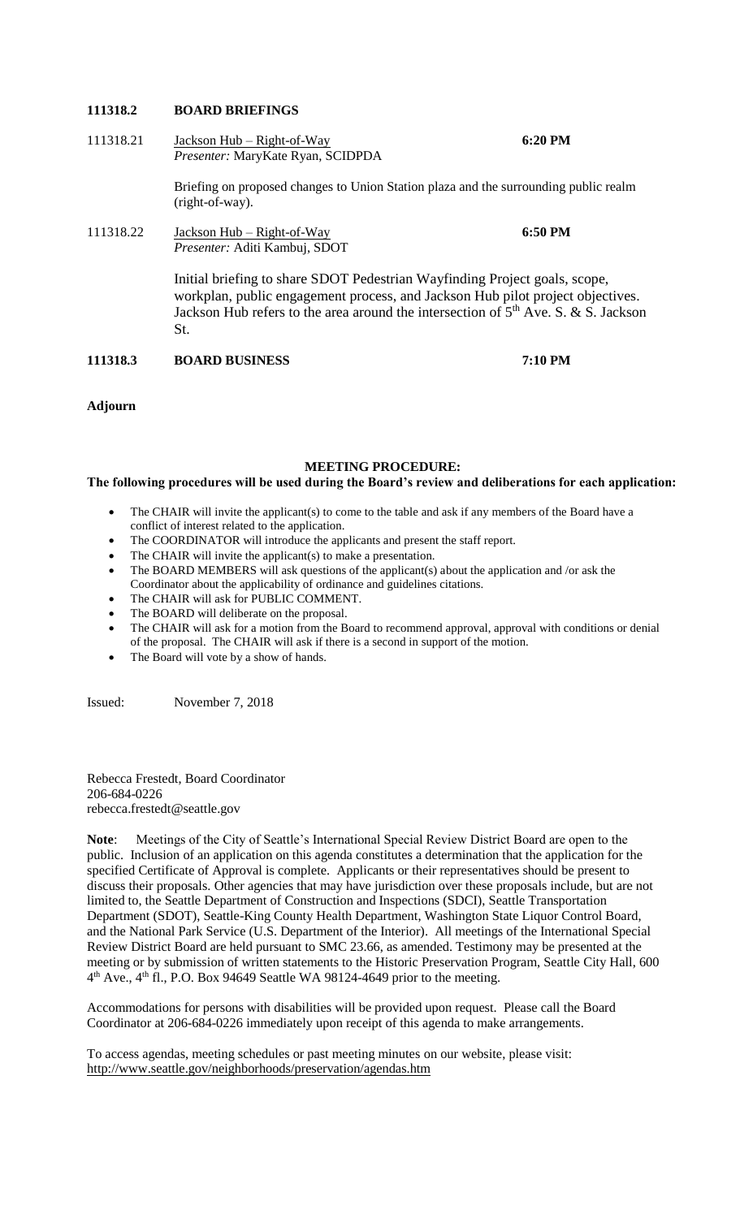**111318.2 BOARD BRIEFINGS**

111318.21 Jackson Hub – Right-of-Way **6:20 PM**
*Presenter:* MaryKate Ryan, SCIDPDA

Briefing on proposed changes to Union Station plaza and the surrounding public realm (right-of-way).

111318.22 Jackson Hub – Right-of-Way **6:50 PM**
*Presenter:* Aditi Kambuj, SDOT

Initial briefing to share SDOT Pedestrian Wayfinding Project goals, scope, workplan, public engagement process, and Jackson Hub pilot project objectives. Jackson Hub refers to the area around the intersection of 5th Ave. S. & S. Jackson St.

**111318.3 BOARD BUSINESS 7:10 PM**

**Adjourn**

**MEETING PROCEDURE:**

**The following procedures will be used during the Board's review and deliberations for each application:**

- The CHAIR will invite the applicant(s) to come to the table and ask if any members of the Board have a conflict of interest related to the application.
- The COORDINATOR will introduce the applicants and present the staff report.
- The CHAIR will invite the applicant(s) to make a presentation.
- The BOARD MEMBERS will ask questions of the applicant(s) about the application and /or ask the Coordinator about the applicability of ordinance and guidelines citations.
- The CHAIR will ask for PUBLIC COMMENT.
- The BOARD will deliberate on the proposal.
- The CHAIR will ask for a motion from the Board to recommend approval, approval with conditions or denial of the proposal. The CHAIR will ask if there is a second in support of the motion.
- The Board will vote by a show of hands.

Issued: November 7, 2018

Rebecca Frestedt, Board Coordinator
206-684-0226
rebecca.frestedt@seattle.gov

**Note**: Meetings of the City of Seattle's International Special Review District Board are open to the public. Inclusion of an application on this agenda constitutes a determination that the application for the specified Certificate of Approval is complete. Applicants or their representatives should be present to discuss their proposals. Other agencies that may have jurisdiction over these proposals include, but are not limited to, the Seattle Department of Construction and Inspections (SDCI), Seattle Transportation Department (SDOT), Seattle-King County Health Department, Washington State Liquor Control Board, and the National Park Service (U.S. Department of the Interior). All meetings of the International Special Review District Board are held pursuant to SMC 23.66, as amended. Testimony may be presented at the meeting or by submission of written statements to the Historic Preservation Program, Seattle City Hall, 600 4th Ave., 4th fl., P.O. Box 94649 Seattle WA 98124-4649 prior to the meeting.

Accommodations for persons with disabilities will be provided upon request. Please call the Board Coordinator at 206-684-0226 immediately upon receipt of this agenda to make arrangements.

To access agendas, meeting schedules or past meeting minutes on our website, please visit: http://www.seattle.gov/neighborhoods/preservation/agendas.htm